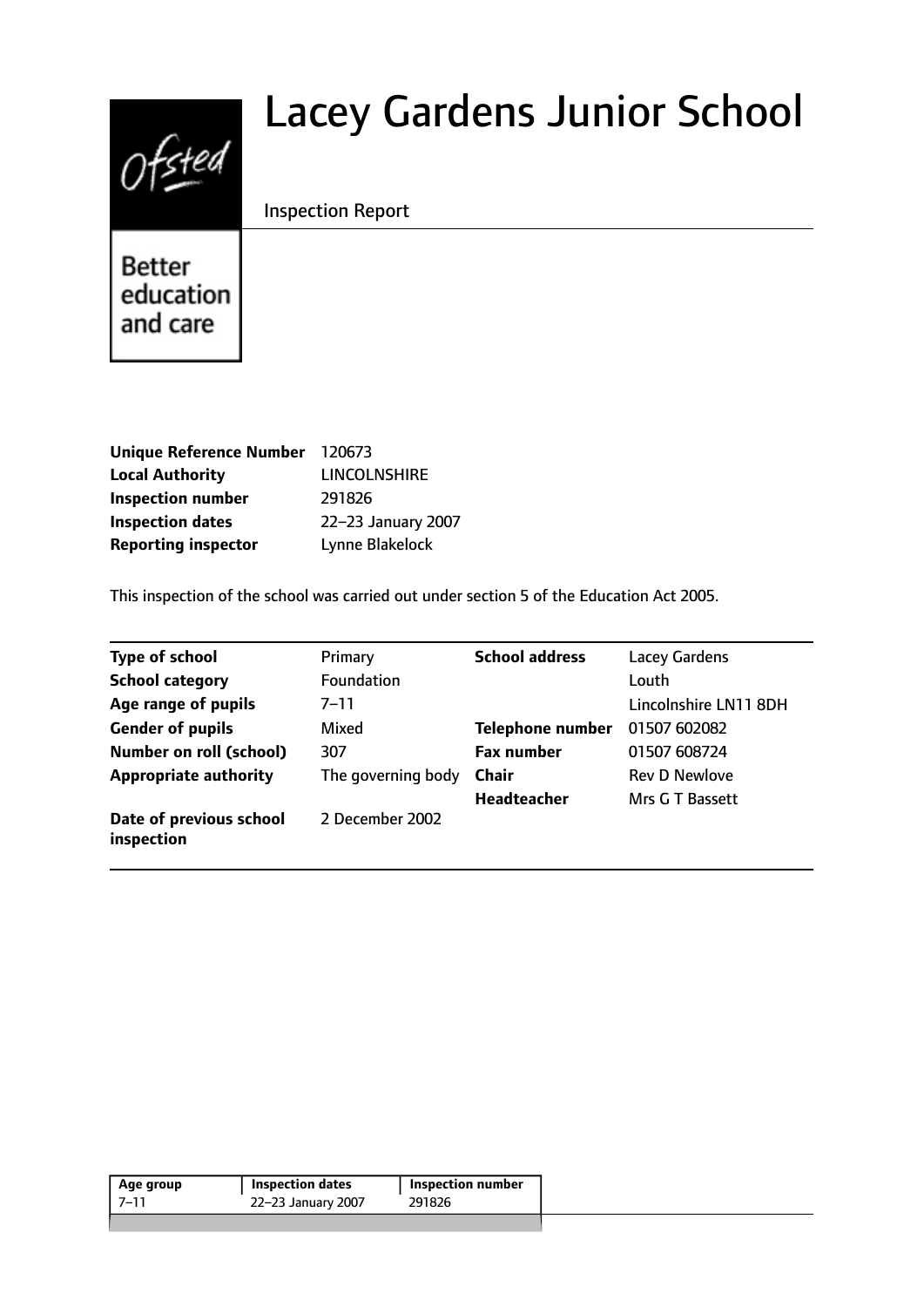# Lacey Gardens Junior School

Inspection Report

Better education and care

| | |
|---|---|
| **Unique Reference Number** | 120673 |
| **Local Authority** | LINCOLNSHIRE |
| **Inspection number** | 291826 |
| **Inspection dates** | 22–23 January 2007 |
| **Reporting inspector** | Lynne Blakelock |

This inspection of the school was carried out under section 5 of the Education Act 2005.

| | | | |
|---|---|---|---|
| **Type of school** | Primary | **School address** | Lacey Gardens |
| **School category** | Foundation | | Louth |
| **Age range of pupils** | 7–11 | | Lincolnshire LN11 8DH |
| **Gender of pupils** | Mixed | **Telephone number** | 01507 602082 |
| **Number on roll (school)** | 307 | **Fax number** | 01507 608724 |
| **Appropriate authority** | The governing body | **Chair** | Rev D Newlove |
| | | **Headteacher** | Mrs G T Bassett |
| **Date of previous school inspection** | 2 December 2002 | | |

| Age group | Inspection dates | Inspection number |
|---|---|---|
| 7–11 | 22–23 January 2007 | 291826 |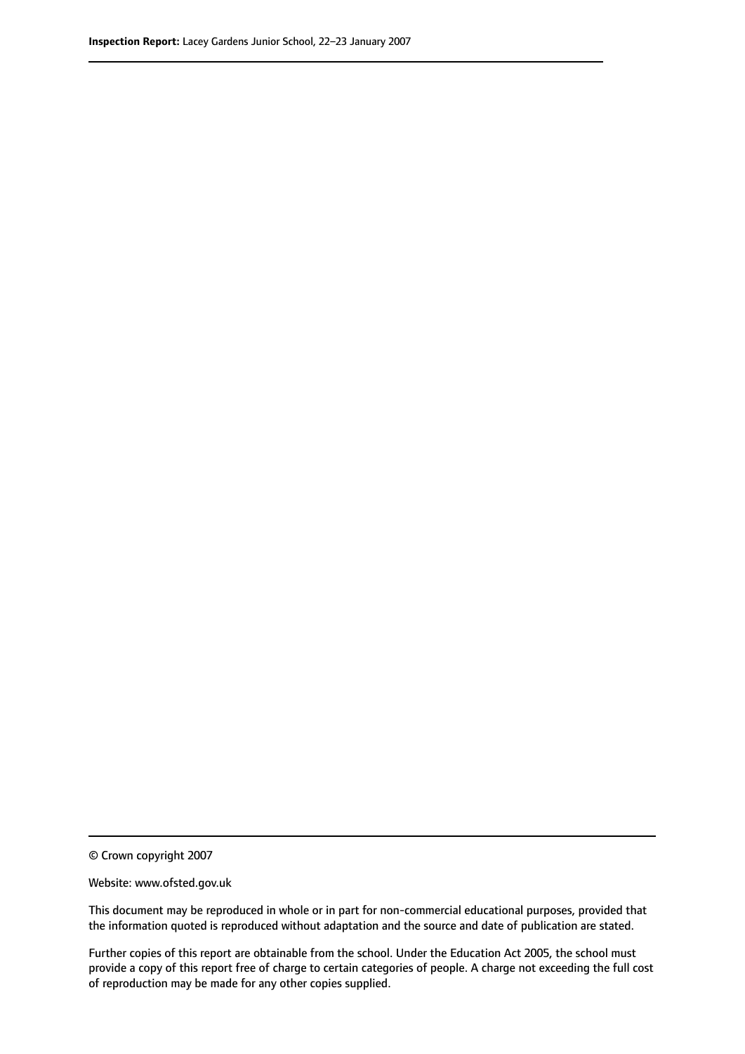© Crown copyright 2007

Website: www.ofsted.gov.uk

This document may be reproduced in whole or in part for non-commercial educational purposes, provided that the information quoted is reproduced without adaptation and the source and date of publication are stated.

Further copies of this report are obtainable from the school. Under the Education Act 2005, the school must provide a copy of this report free of charge to certain categories of people. A charge not exceeding the full cost of reproduction may be made for any other copies supplied.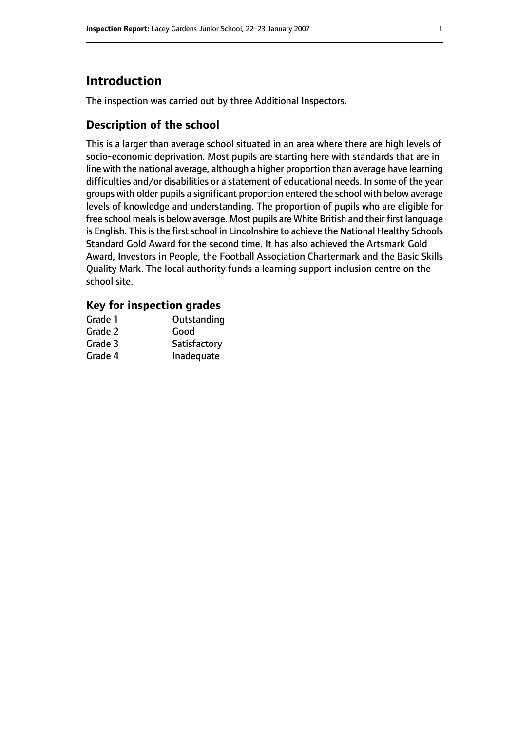# Introduction

The inspection was carried out by three Additional Inspectors.

## Description of the school

This is a larger than average school situated in an area where there are high levels of socio-economic deprivation. Most pupils are starting here with standards that are in line with the national average, although a higher proportion than average have learning difficulties and/or disabilities or a statement of educational needs. In some of the year groups with older pupils a significant proportion entered the school with below average levels of knowledge and understanding. The proportion of pupils who are eligible for free school meals is below average. Most pupils are White British and their first language is English. This is the first school in Lincolnshire to achieve the National Healthy Schools Standard Gold Award for the second time. It has also achieved the Artsmark Gold Award, Investors in People, the Football Association Chartermark and the Basic Skills Quality Mark. The local authority funds a learning support inclusion centre on the school site.

### Key for inspection grades

| | |
|---|---|
| Grade 1 | Outstanding |
| Grade 2 | Good |
| Grade 3 | Satisfactory |
| Grade 4 | Inadequate |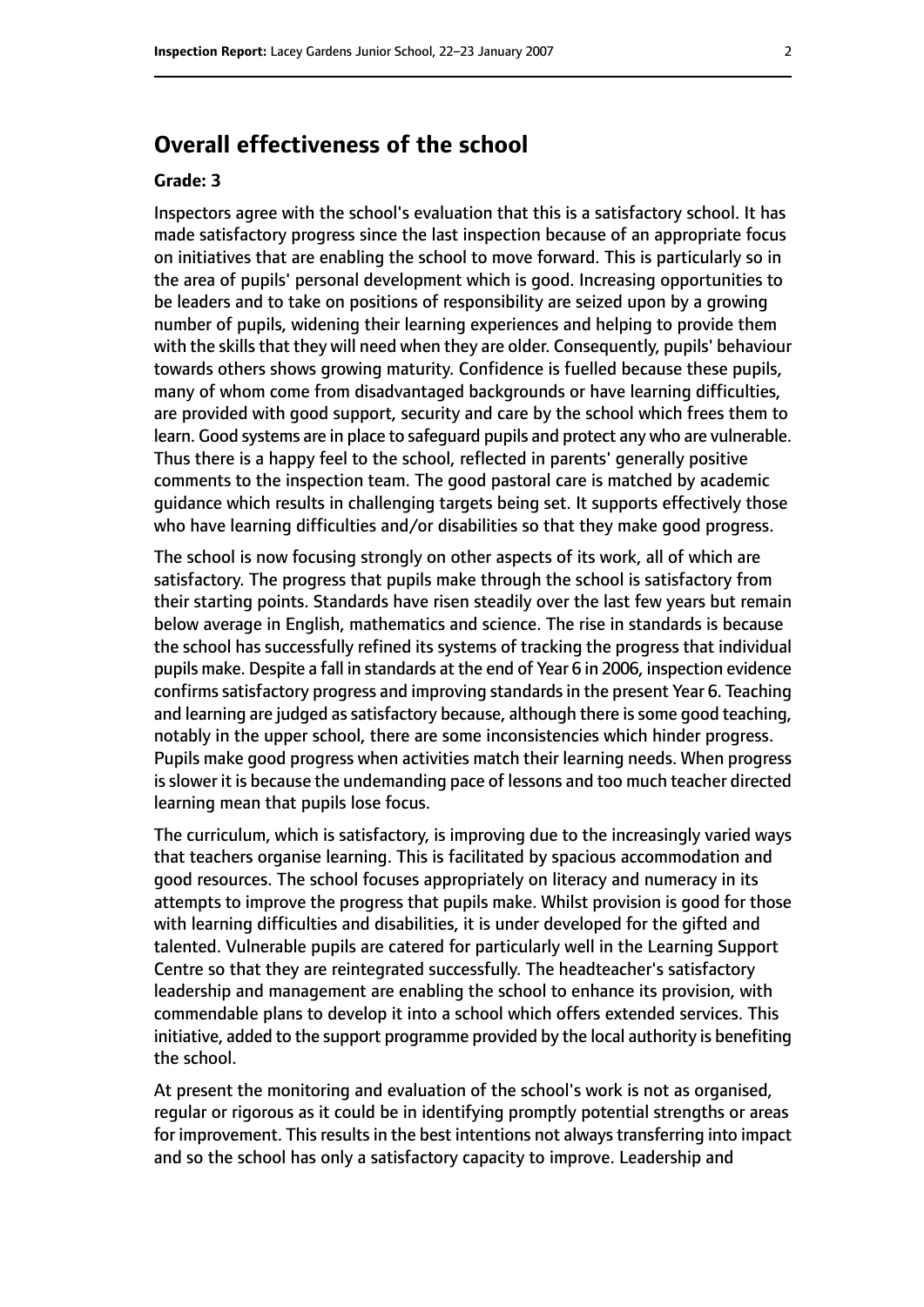## Overall effectiveness of the school

**Grade: 3**

Inspectors agree with the school's evaluation that this is a satisfactory school. It has made satisfactory progress since the last inspection because of an appropriate focus on initiatives that are enabling the school to move forward. This is particularly so in the area of pupils' personal development which is good. Increasing opportunities to be leaders and to take on positions of responsibility are seized upon by a growing number of pupils, widening their learning experiences and helping to provide them with the skills that they will need when they are older. Consequently, pupils' behaviour towards others shows growing maturity. Confidence is fuelled because these pupils, many of whom come from disadvantaged backgrounds or have learning difficulties, are provided with good support, security and care by the school which frees them to learn. Good systems are in place to safeguard pupils and protect any who are vulnerable. Thus there is a happy feel to the school, reflected in parents' generally positive comments to the inspection team. The good pastoral care is matched by academic guidance which results in challenging targets being set. It supports effectively those who have learning difficulties and/or disabilities so that they make good progress.

The school is now focusing strongly on other aspects of its work, all of which are satisfactory. The progress that pupils make through the school is satisfactory from their starting points. Standards have risen steadily over the last few years but remain below average in English, mathematics and science. The rise in standards is because the school has successfully refined its systems of tracking the progress that individual pupils make. Despite a fall in standards at the end of Year 6 in 2006, inspection evidence confirms satisfactory progress and improving standards in the present Year 6. Teaching and learning are judged as satisfactory because, although there is some good teaching, notably in the upper school, there are some inconsistencies which hinder progress. Pupils make good progress when activities match their learning needs. When progress is slower it is because the undemanding pace of lessons and too much teacher directed learning mean that pupils lose focus.

The curriculum, which is satisfactory, is improving due to the increasingly varied ways that teachers organise learning. This is facilitated by spacious accommodation and good resources. The school focuses appropriately on literacy and numeracy in its attempts to improve the progress that pupils make. Whilst provision is good for those with learning difficulties and disabilities, it is under developed for the gifted and talented. Vulnerable pupils are catered for particularly well in the Learning Support Centre so that they are reintegrated successfully. The headteacher's satisfactory leadership and management are enabling the school to enhance its provision, with commendable plans to develop it into a school which offers extended services. This initiative, added to the support programme provided by the local authority is benefiting the school.

At present the monitoring and evaluation of the school's work is not as organised, regular or rigorous as it could be in identifying promptly potential strengths or areas for improvement. This results in the best intentions not always transferring into impact and so the school has only a satisfactory capacity to improve. Leadership and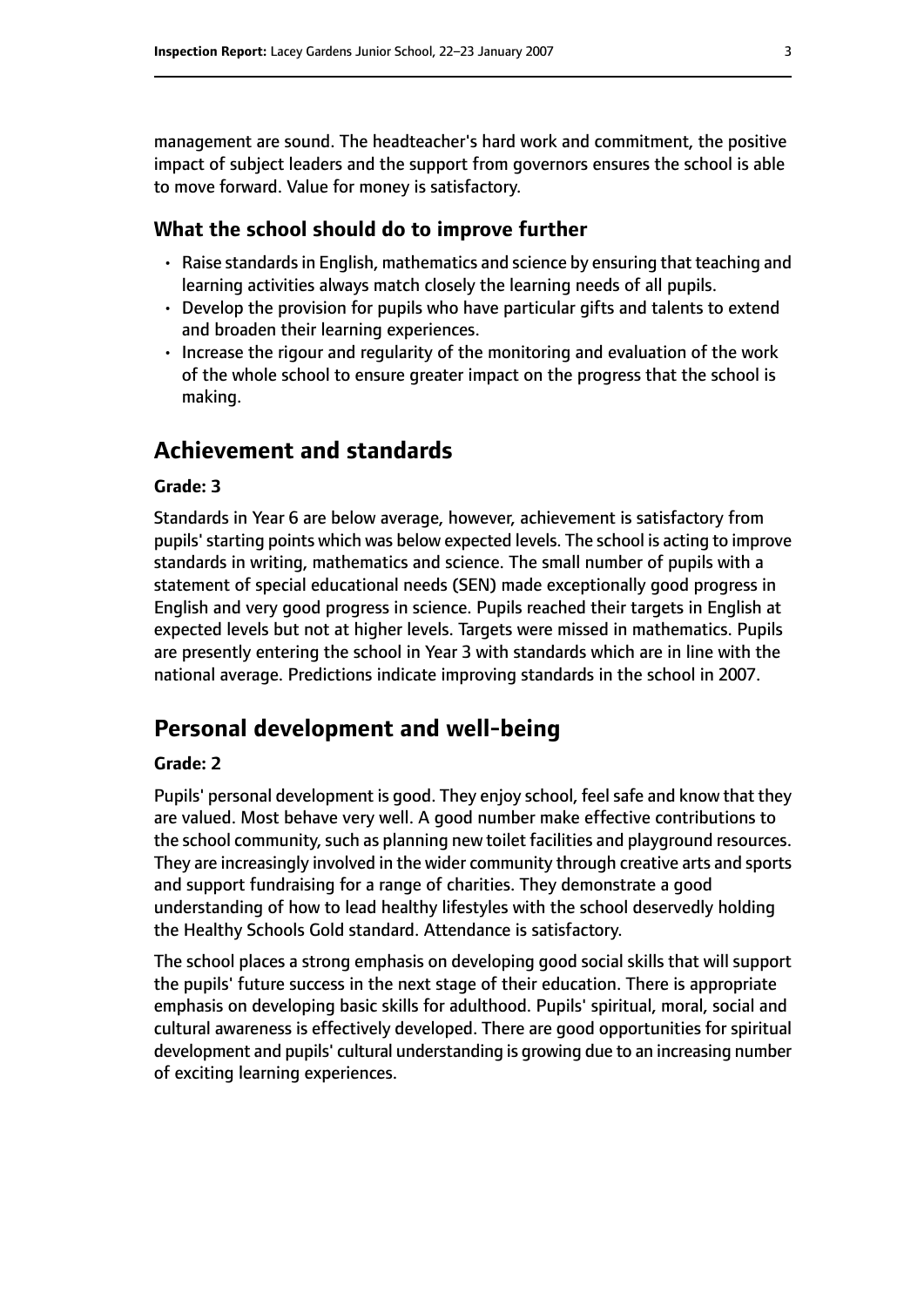management are sound. The headteacher's hard work and commitment, the positive impact of subject leaders and the support from governors ensures the school is able to move forward. Value for money is satisfactory.

### What the school should do to improve further

- Raise standards in English, mathematics and science by ensuring that teaching and learning activities always match closely the learning needs of all pupils.
- Develop the provision for pupils who have particular gifts and talents to extend and broaden their learning experiences.
- Increase the rigour and regularity of the monitoring and evaluation of the work of the whole school to ensure greater impact on the progress that the school is making.

## Achievement and standards

#### Grade: 3

Standards in Year 6 are below average, however, achievement is satisfactory from pupils' starting points which was below expected levels. The school is acting to improve standards in writing, mathematics and science. The small number of pupils with a statement of special educational needs (SEN) made exceptionally good progress in English and very good progress in science. Pupils reached their targets in English at expected levels but not at higher levels. Targets were missed in mathematics. Pupils are presently entering the school in Year 3 with standards which are in line with the national average. Predictions indicate improving standards in the school in 2007.

## Personal development and well-being

#### Grade: 2

Pupils' personal development is good. They enjoy school, feel safe and know that they are valued. Most behave very well. A good number make effective contributions to the school community, such as planning new toilet facilities and playground resources. They are increasingly involved in the wider community through creative arts and sports and support fundraising for a range of charities. They demonstrate a good understanding of how to lead healthy lifestyles with the school deservedly holding the Healthy Schools Gold standard. Attendance is satisfactory.

The school places a strong emphasis on developing good social skills that will support the pupils' future success in the next stage of their education. There is appropriate emphasis on developing basic skills for adulthood. Pupils' spiritual, moral, social and cultural awareness is effectively developed. There are good opportunities for spiritual development and pupils' cultural understanding is growing due to an increasing number of exciting learning experiences.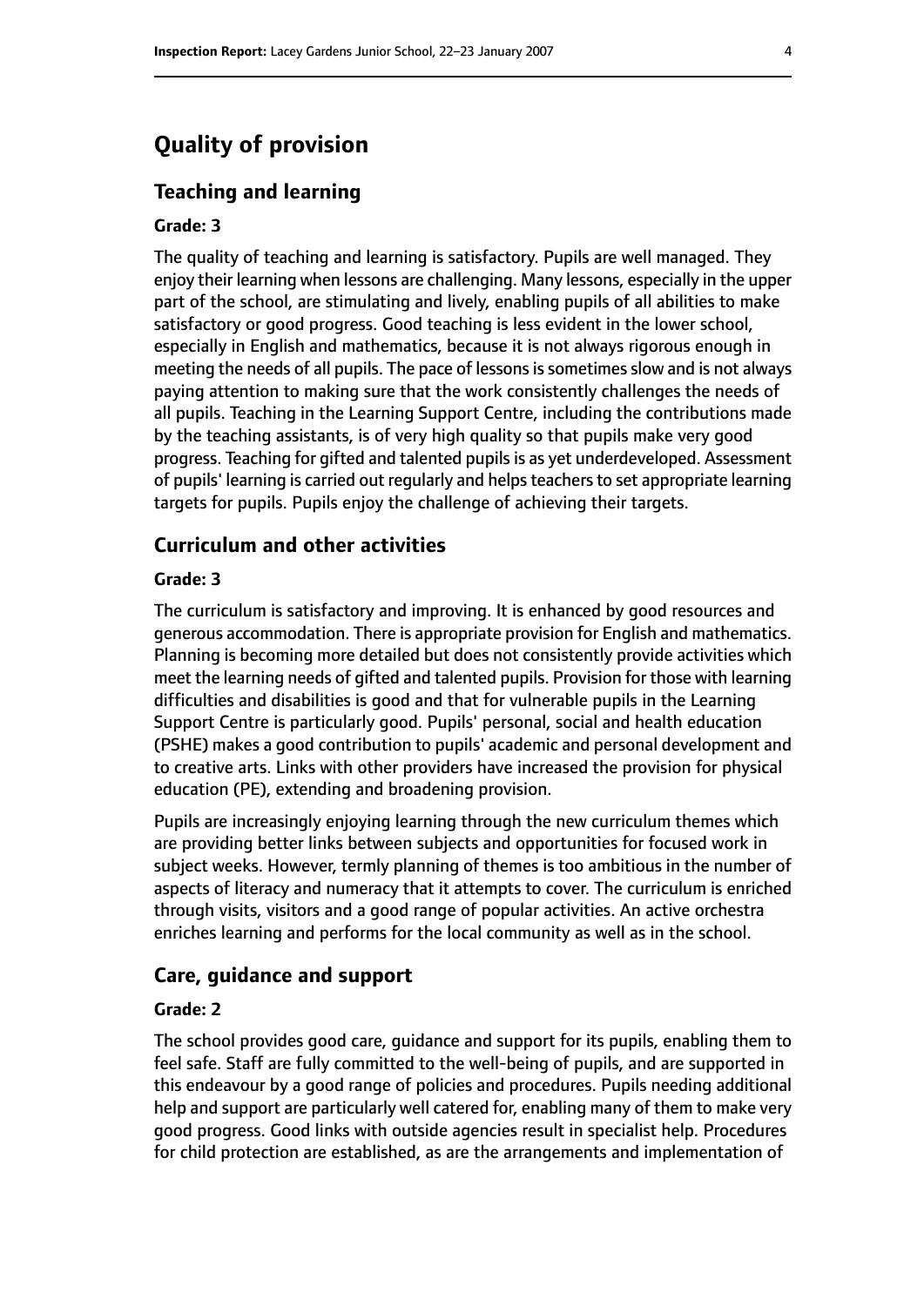# Quality of provision

## Teaching and learning

### Grade: 3

The quality of teaching and learning is satisfactory. Pupils are well managed. They enjoy their learning when lessons are challenging. Many lessons, especially in the upper part of the school, are stimulating and lively, enabling pupils of all abilities to make satisfactory or good progress. Good teaching is less evident in the lower school, especially in English and mathematics, because it is not always rigorous enough in meeting the needs of all pupils. The pace of lessons is sometimes slow and is not always paying attention to making sure that the work consistently challenges the needs of all pupils. Teaching in the Learning Support Centre, including the contributions made by the teaching assistants, is of very high quality so that pupils make very good progress. Teaching for gifted and talented pupils is as yet underdeveloped. Assessment of pupils' learning is carried out regularly and helps teachers to set appropriate learning targets for pupils. Pupils enjoy the challenge of achieving their targets.

## Curriculum and other activities

### Grade: 3

The curriculum is satisfactory and improving. It is enhanced by good resources and generous accommodation. There is appropriate provision for English and mathematics. Planning is becoming more detailed but does not consistently provide activities which meet the learning needs of gifted and talented pupils. Provision for those with learning difficulties and disabilities is good and that for vulnerable pupils in the Learning Support Centre is particularly good. Pupils' personal, social and health education (PSHE) makes a good contribution to pupils' academic and personal development and to creative arts. Links with other providers have increased the provision for physical education (PE), extending and broadening provision.

Pupils are increasingly enjoying learning through the new curriculum themes which are providing better links between subjects and opportunities for focused work in subject weeks. However, termly planning of themes is too ambitious in the number of aspects of literacy and numeracy that it attempts to cover. The curriculum is enriched through visits, visitors and a good range of popular activities. An active orchestra enriches learning and performs for the local community as well as in the school.

## Care, guidance and support

### Grade: 2

The school provides good care, guidance and support for its pupils, enabling them to feel safe. Staff are fully committed to the well-being of pupils, and are supported in this endeavour by a good range of policies and procedures. Pupils needing additional help and support are particularly well catered for, enabling many of them to make very good progress. Good links with outside agencies result in specialist help. Procedures for child protection are established, as are the arrangements and implementation of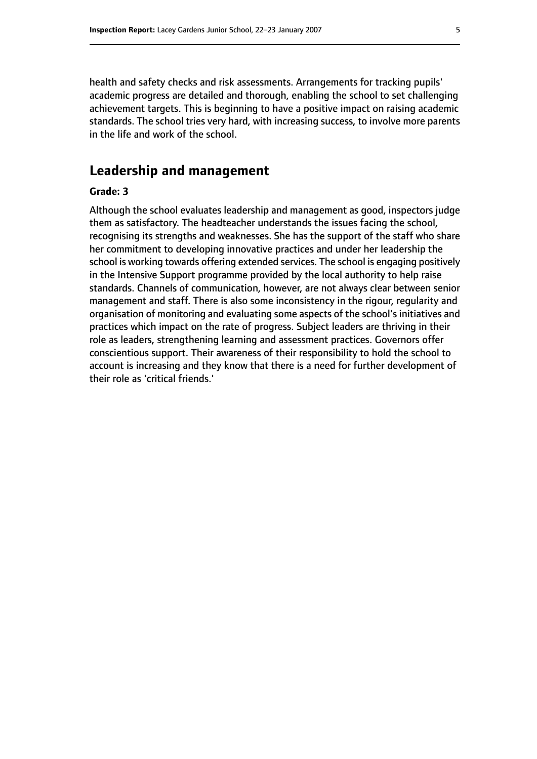health and safety checks and risk assessments. Arrangements for tracking pupils' academic progress are detailed and thorough, enabling the school to set challenging achievement targets. This is beginning to have a positive impact on raising academic standards. The school tries very hard, with increasing success, to involve more parents in the life and work of the school.

## Leadership and management

**Grade: 3**

Although the school evaluates leadership and management as good, inspectors judge them as satisfactory. The headteacher understands the issues facing the school, recognising its strengths and weaknesses. She has the support of the staff who share her commitment to developing innovative practices and under her leadership the school is working towards offering extended services. The school is engaging positively in the Intensive Support programme provided by the local authority to help raise standards. Channels of communication, however, are not always clear between senior management and staff. There is also some inconsistency in the rigour, regularity and organisation of monitoring and evaluating some aspects of the school's initiatives and practices which impact on the rate of progress. Subject leaders are thriving in their role as leaders, strengthening learning and assessment practices. Governors offer conscientious support. Their awareness of their responsibility to hold the school to account is increasing and they know that there is a need for further development of their role as 'critical friends.'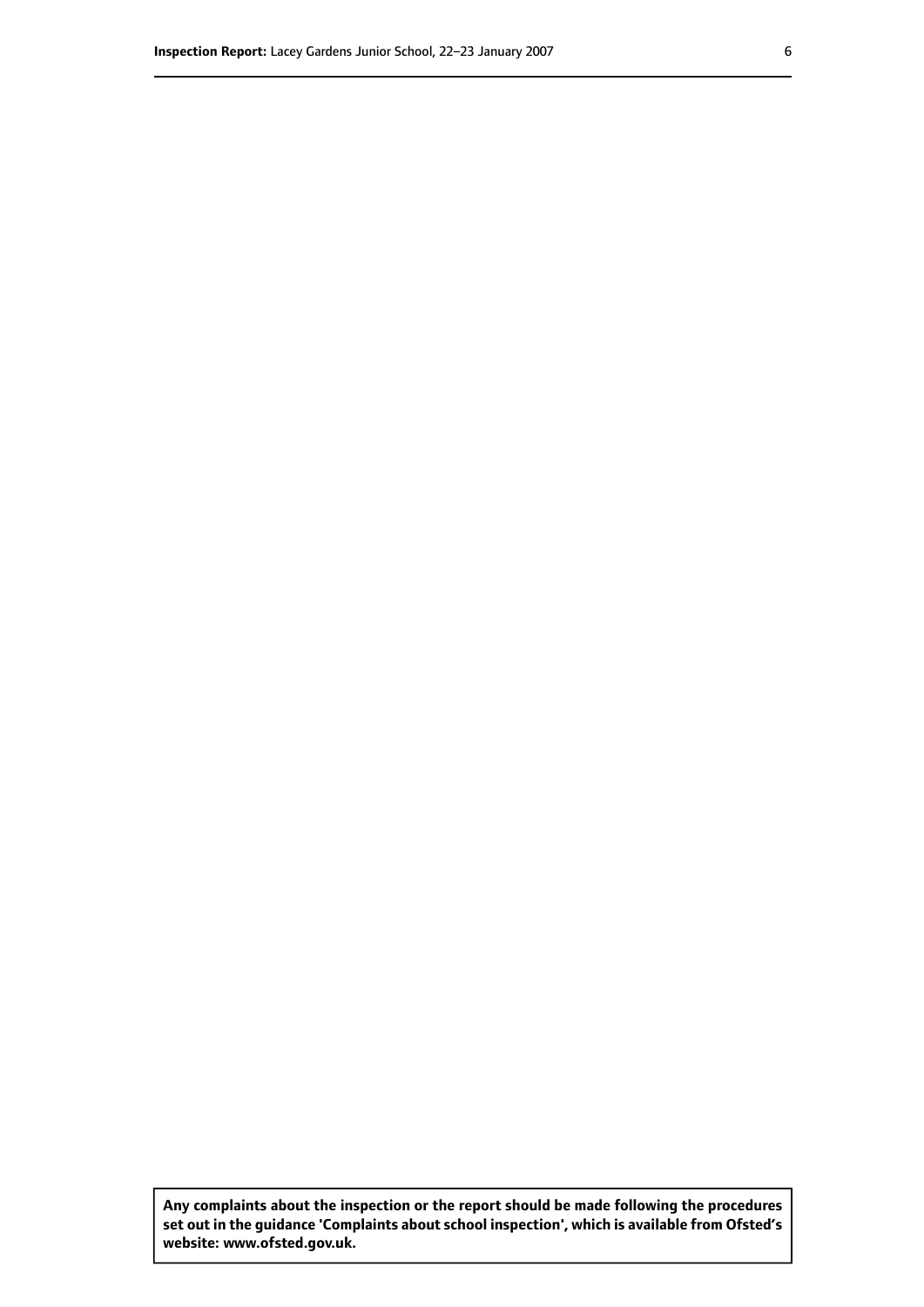**Any complaints about the inspection or the report should be made following the procedures set out in the guidance 'Complaints about school inspection', which is available from Ofsted's website: www.ofsted.gov.uk.**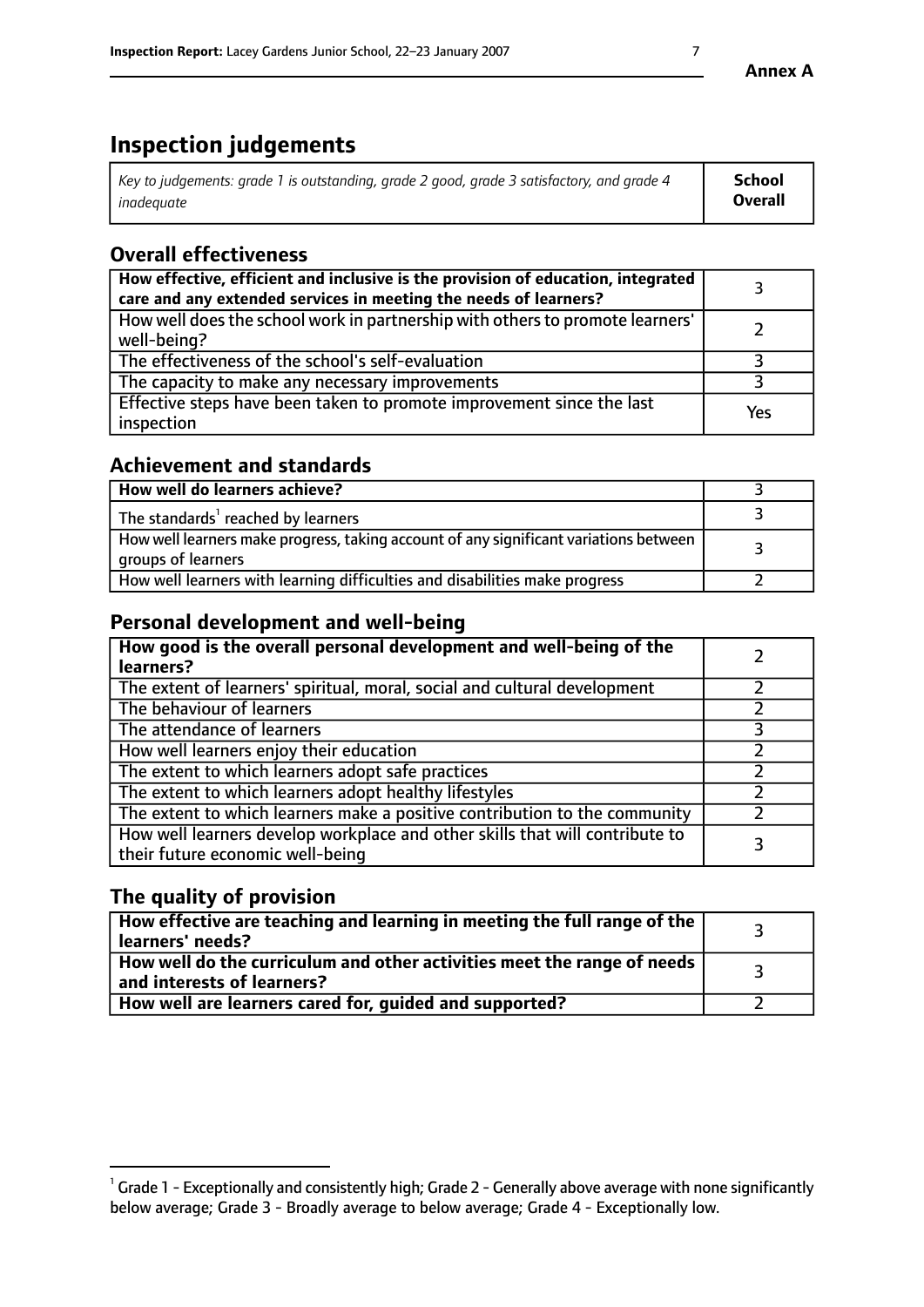# Inspection judgements

| *Key to judgements: grade 1 is outstanding, grade 2 good, grade 3 satisfactory, and grade 4 inadequate* | **School Overall** |
|---|---|

## Overall effectiveness

| | |
|---|---|
| **How effective, efficient and inclusive is the provision of education, integrated care and any extended services in meeting the needs of learners?** | 3 |
| How well does the school work in partnership with others to promote learners' well-being? | 2 |
| The effectiveness of the school's self-evaluation | 3 |
| The capacity to make any necessary improvements | 3 |
| Effective steps have been taken to promote improvement since the last inspection | Yes |

## Achievement and standards

| | |
|---|---|
| **How well do learners achieve?** | 3 |
| The standards[1] reached by learners | 3 |
| How well learners make progress, taking account of any significant variations between groups of learners | 3 |
| How well learners with learning difficulties and disabilities make progress | 2 |

## Personal development and well-being

| | |
|---|---|
| **How good is the overall personal development and well-being of the learners?** | 2 |
| The extent of learners' spiritual, moral, social and cultural development | 2 |
| The behaviour of learners | 2 |
| The attendance of learners | 3 |
| How well learners enjoy their education | 2 |
| The extent to which learners adopt safe practices | 2 |
| The extent to which learners adopt healthy lifestyles | 2 |
| The extent to which learners make a positive contribution to the community | 2 |
| How well learners develop workplace and other skills that will contribute to their future economic well-being | 3 |

## The quality of provision

| | |
|---|---|
| **How effective are teaching and learning in meeting the full range of the learners' needs?** | 3 |
| **How well do the curriculum and other activities meet the range of needs and interests of learners?** | 3 |
| **How well are learners cared for, guided and supported?** | 2 |

[1] Grade 1 - Exceptionally and consistently high; Grade 2 - Generally above average with none significantly below average; Grade 3 - Broadly average to below average; Grade 4 - Exceptionally low.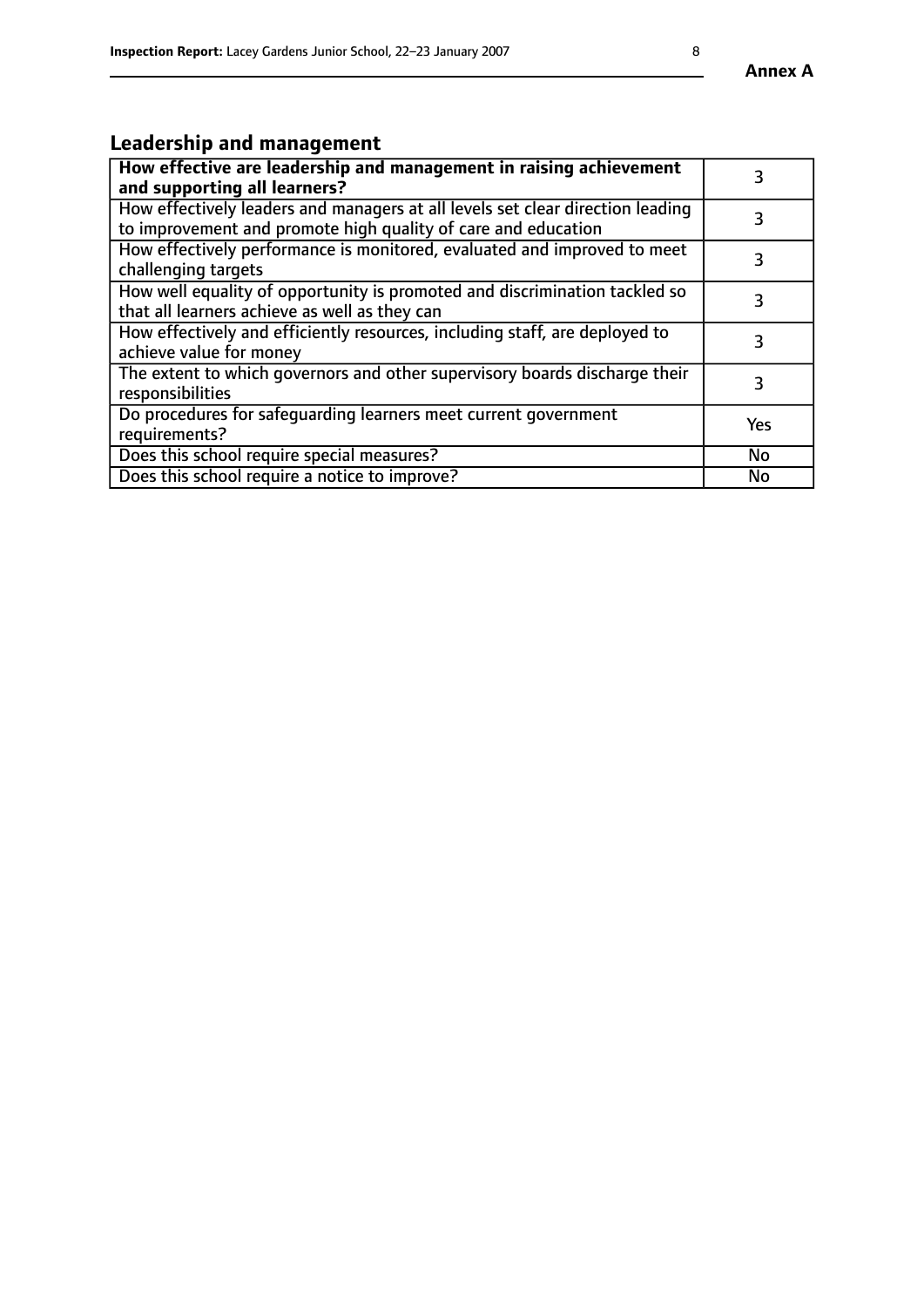## Leadership and management

| **How effective are leadership and management in raising achievement and supporting all learners?** | 3 |
| --- | --- |
| How effectively leaders and managers at all levels set clear direction leading to improvement and promote high quality of care and education | 3 |
| How effectively performance is monitored, evaluated and improved to meet challenging targets | 3 |
| How well equality of opportunity is promoted and discrimination tackled so that all learners achieve as well as they can | 3 |
| How effectively and efficiently resources, including staff, are deployed to achieve value for money | 3 |
| The extent to which governors and other supervisory boards discharge their responsibilities | 3 |
| Do procedures for safeguarding learners meet current government requirements? | Yes |
| Does this school require special measures? | No |
| Does this school require a notice to improve? | No |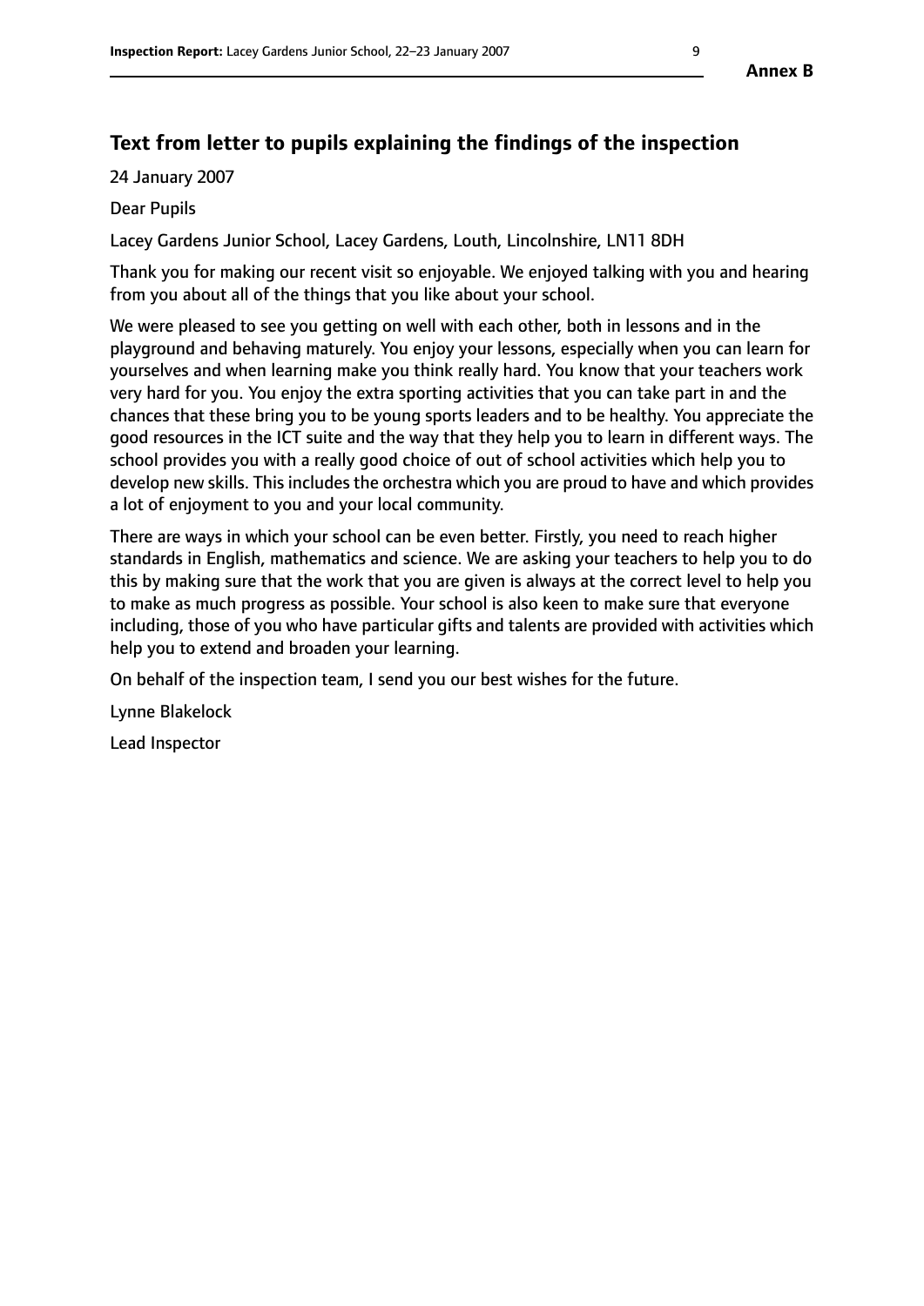## Text from letter to pupils explaining the findings of the inspection

24 January 2007

Dear Pupils

Lacey Gardens Junior School, Lacey Gardens, Louth, Lincolnshire, LN11 8DH

Thank you for making our recent visit so enjoyable. We enjoyed talking with you and hearing from you about all of the things that you like about your school.

We were pleased to see you getting on well with each other, both in lessons and in the playground and behaving maturely. You enjoy your lessons, especially when you can learn for yourselves and when learning make you think really hard. You know that your teachers work very hard for you. You enjoy the extra sporting activities that you can take part in and the chances that these bring you to be young sports leaders and to be healthy. You appreciate the good resources in the ICT suite and the way that they help you to learn in different ways. The school provides you with a really good choice of out of school activities which help you to develop new skills. This includes the orchestra which you are proud to have and which provides a lot of enjoyment to you and your local community.

There are ways in which your school can be even better. Firstly, you need to reach higher standards in English, mathematics and science. We are asking your teachers to help you to do this by making sure that the work that you are given is always at the correct level to help you to make as much progress as possible. Your school is also keen to make sure that everyone including, those of you who have particular gifts and talents are provided with activities which help you to extend and broaden your learning.

On behalf of the inspection team, I send you our best wishes for the future.

Lynne Blakelock

Lead Inspector